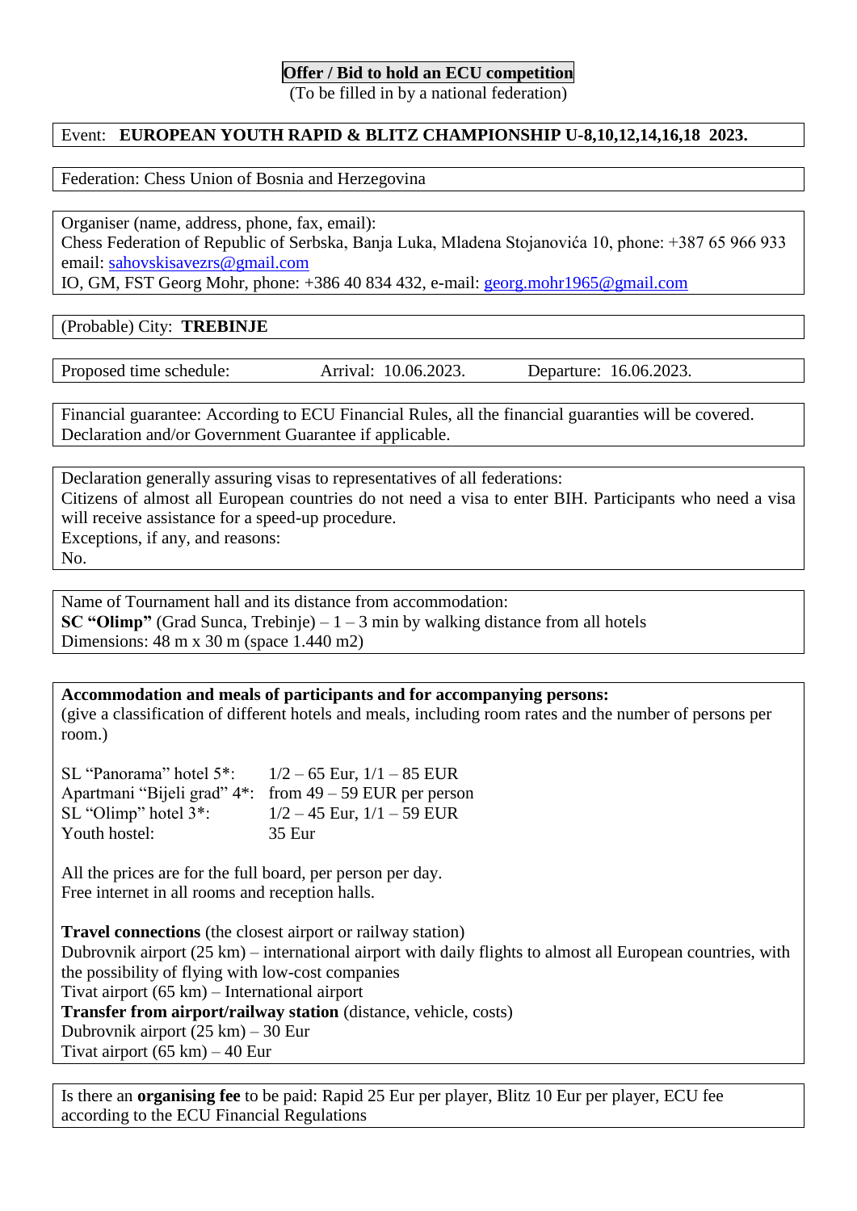# Offer / Bid to hold an ECU competition

(To be filled in by a national federation)

Event: **EUROPEAN YOUTH RAPID & BLITZ CHAMPIONSHIP U-8,10,12,14,16,18 2023.**

Federation: Chess Union of Bosnia and Herzegovina

Organiser (name, address, phone, fax, email):
Chess Federation of Republic of Serbska, Banja Luka, Mladena Stojanovića 10, phone: +387 65 966 933
email: sahovskisavezrs@gmail.com
IO, GM, FST Georg Mohr, phone: +386 40 834 432, e-mail: georg.mohr1965@gmail.com

(Probable) City: **TREBINJE**

Proposed time schedule: Arrival: 10.06.2023. Departure: 16.06.2023.

Financial guarantee: According to ECU Financial Rules, all the financial guaranties will be covered. Declaration and/or Government Guarantee if applicable.

Declaration generally assuring visas to representatives of all federations:
Citizens of almost all European countries do not need a visa to enter BIH. Participants who need a visa will receive assistance for a speed-up procedure.
Exceptions, if any, and reasons:
No.

Name of Tournament hall and its distance from accommodation:
**SC "Olimp"** (Grad Sunca, Trebinje) – 1 – 3 min by walking distance from all hotels
Dimensions: 48 m x 30 m (space 1.440 m2)

**Accommodation and meals of participants and for accompanying persons:**
(give a classification of different hotels and meals, including room rates and the number of persons per room.)

| | |
|---|---|
| SL "Panorama" hotel 5*: | 1/2 – 65 Eur, 1/1 – 85 EUR |
| Apartmani "Bijeli grad" 4*: | from 49 – 59 EUR per person |
| SL "Olimp" hotel 3*: | 1/2 – 45 Eur, 1/1 – 59 EUR |
| Youth hostel: | 35 Eur |

All the prices are for the full board, per person per day.
Free internet in all rooms and reception halls.

**Travel connections** (the closest airport or railway station)
Dubrovnik airport (25 km) – international airport with daily flights to almost all European countries, with the possibility of flying with low-cost companies
Tivat airport (65 km) – International airport
**Transfer from airport/railway station** (distance, vehicle, costs)
Dubrovnik airport (25 km) – 30 Eur
Tivat airport (65 km) – 40 Eur

Is there an **organising fee** to be paid: Rapid 25 Eur per player, Blitz 10 Eur per player, ECU fee according to the ECU Financial Regulations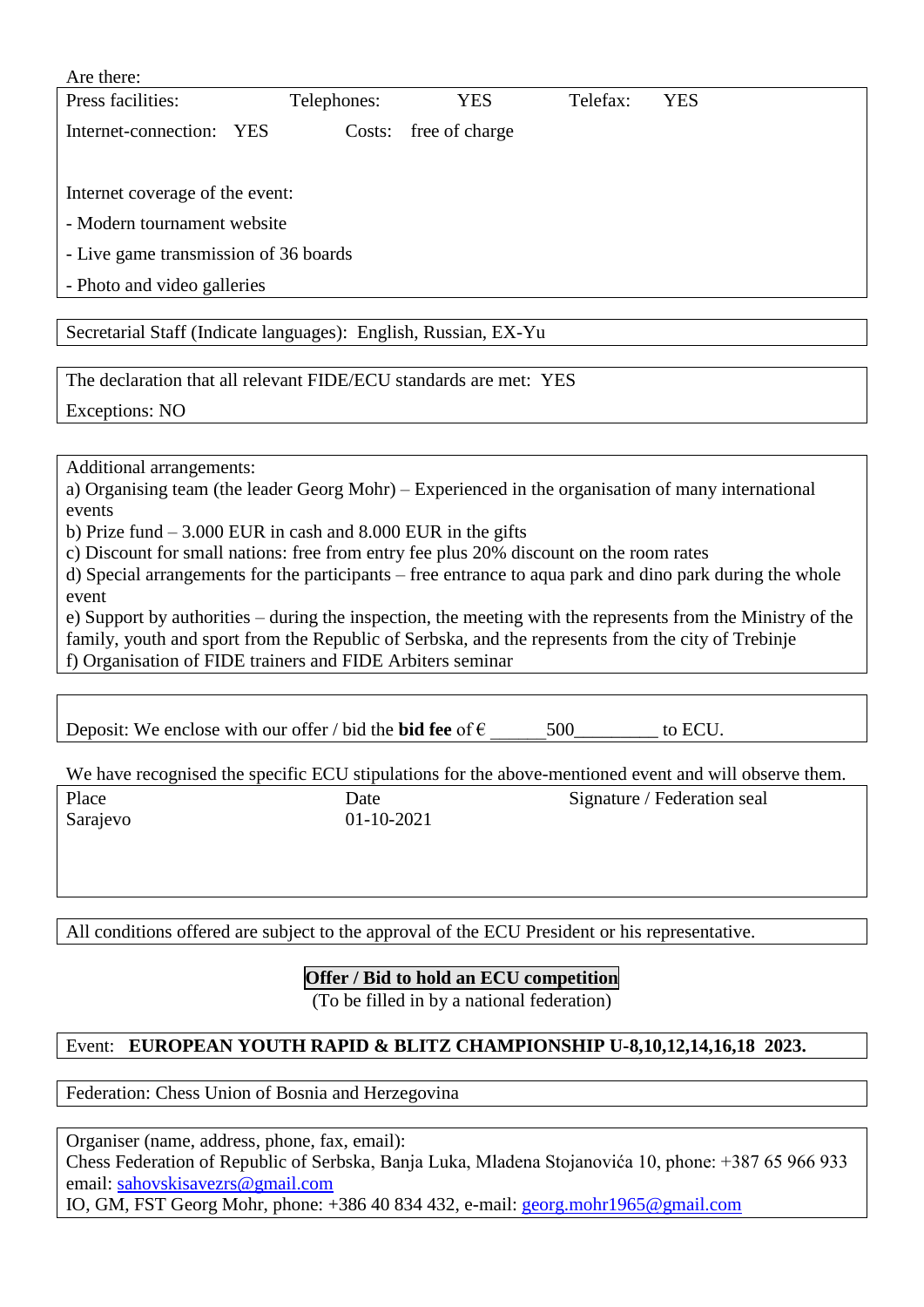Are there:

Press facilities: Telephones: YES Telefax: YES

Internet-connection: YES Costs: free of charge

Internet coverage of the event:

- Modern tournament website
- Live game transmission of 36 boards
- Photo and video galleries

Secretarial Staff (Indicate languages): English, Russian, EX-Yu

The declaration that all relevant FIDE/ECU standards are met: YES

Exceptions: NO

Additional arrangements:

a) Organising team (the leader Georg Mohr) – Experienced in the organisation of many international events

b) Prize fund – 3.000 EUR in cash and 8.000 EUR in the gifts

c) Discount for small nations: free from entry fee plus 20% discount on the room rates

d) Special arrangements for the participants – free entrance to aqua park and dino park during the whole event

e) Support by authorities – during the inspection, the meeting with the represents from the Ministry of the family, youth and sport from the Republic of Serbska, and the represents from the city of Trebinje

f) Organisation of FIDE trainers and FIDE Arbiters seminar

Deposit: We enclose with our offer / bid the **bid fee** of € ______500_________ to ECU.

We have recognised the specific ECU stipulations for the above-mentioned event and will observe them.

| Place | Date | Signature / Federation seal |
|---|---|---|
| Sarajevo | 01-10-2021 | |

All conditions offered are subject to the approval of the ECU President or his representative.

**Offer / Bid to hold an ECU competition**

(To be filled in by a national federation)

Event: **EUROPEAN YOUTH RAPID & BLITZ CHAMPIONSHIP U-8,10,12,14,16,18 2023.**

Federation: Chess Union of Bosnia and Herzegovina

Organiser (name, address, phone, fax, email):
Chess Federation of Republic of Serbska, Banja Luka, Mladena Stojanovića 10, phone: +387 65 966 933
email: sahovskisavezrs@gmail.com
IO, GM, FST Georg Mohr, phone: +386 40 834 432, e-mail: georg.mohr1965@gmail.com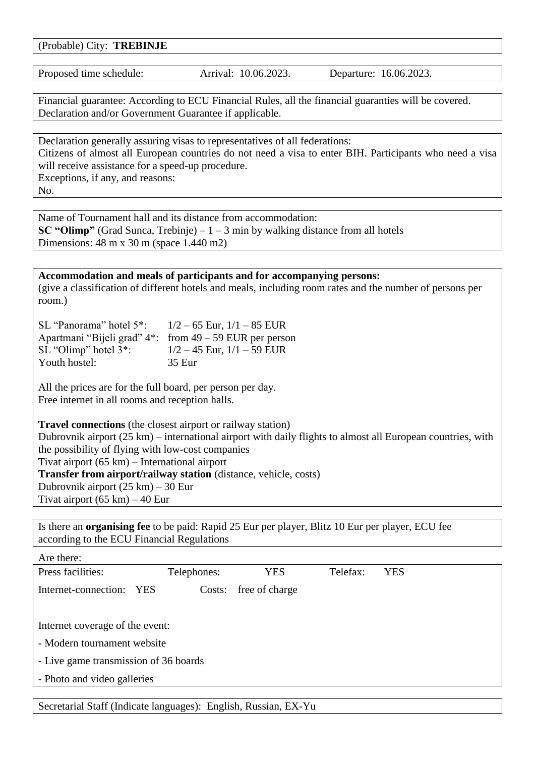(Probable) City: **TREBINJE**

Proposed time schedule: Arrival: 10.06.2023. Departure: 16.06.2023.

Financial guarantee: According to ECU Financial Rules, all the financial guaranties will be covered. Declaration and/or Government Guarantee if applicable.

Declaration generally assuring visas to representatives of all federations:
Citizens of almost all European countries do not need a visa to enter BIH. Participants who need a visa will receive assistance for a speed-up procedure.
Exceptions, if any, and reasons:
No.

Name of Tournament hall and its distance from accommodation:
**SC "Olimp"** (Grad Sunca, Trebinje) – 1 – 3 min by walking distance from all hotels
Dimensions: 48 m x 30 m (space 1.440 m2)

**Accommodation and meals of participants and for accompanying persons:**
(give a classification of different hotels and meals, including room rates and the number of persons per room.)

SL "Panorama" hotel 5*: 1/2 – 65 Eur, 1/1 – 85 EUR
Apartmani "Bijeli grad" 4*: from 49 – 59 EUR per person
SL "Olimp" hotel 3*: 1/2 – 45 Eur, 1/1 – 59 EUR
Youth hostel: 35 Eur

All the prices are for the full board, per person per day.
Free internet in all rooms and reception halls.

**Travel connections** (the closest airport or railway station)
Dubrovnik airport (25 km) – international airport with daily flights to almost all European countries, with the possibility of flying with low-cost companies
Tivat airport (65 km) – International airport
**Transfer from airport/railway station** (distance, vehicle, costs)
Dubrovnik airport (25 km) – 30 Eur
Tivat airport (65 km) – 40 Eur

Is there an **organising fee** to be paid: Rapid 25 Eur per player, Blitz 10 Eur per player, ECU fee according to the ECU Financial Regulations

Are there:

Press facilities: Telephones: YES Telefax: YES

Internet-connection: YES Costs: free of charge

Internet coverage of the event:

- Modern tournament website
- Live game transmission of 36 boards
- Photo and video galleries

Secretarial Staff (Indicate languages): English, Russian, EX-Yu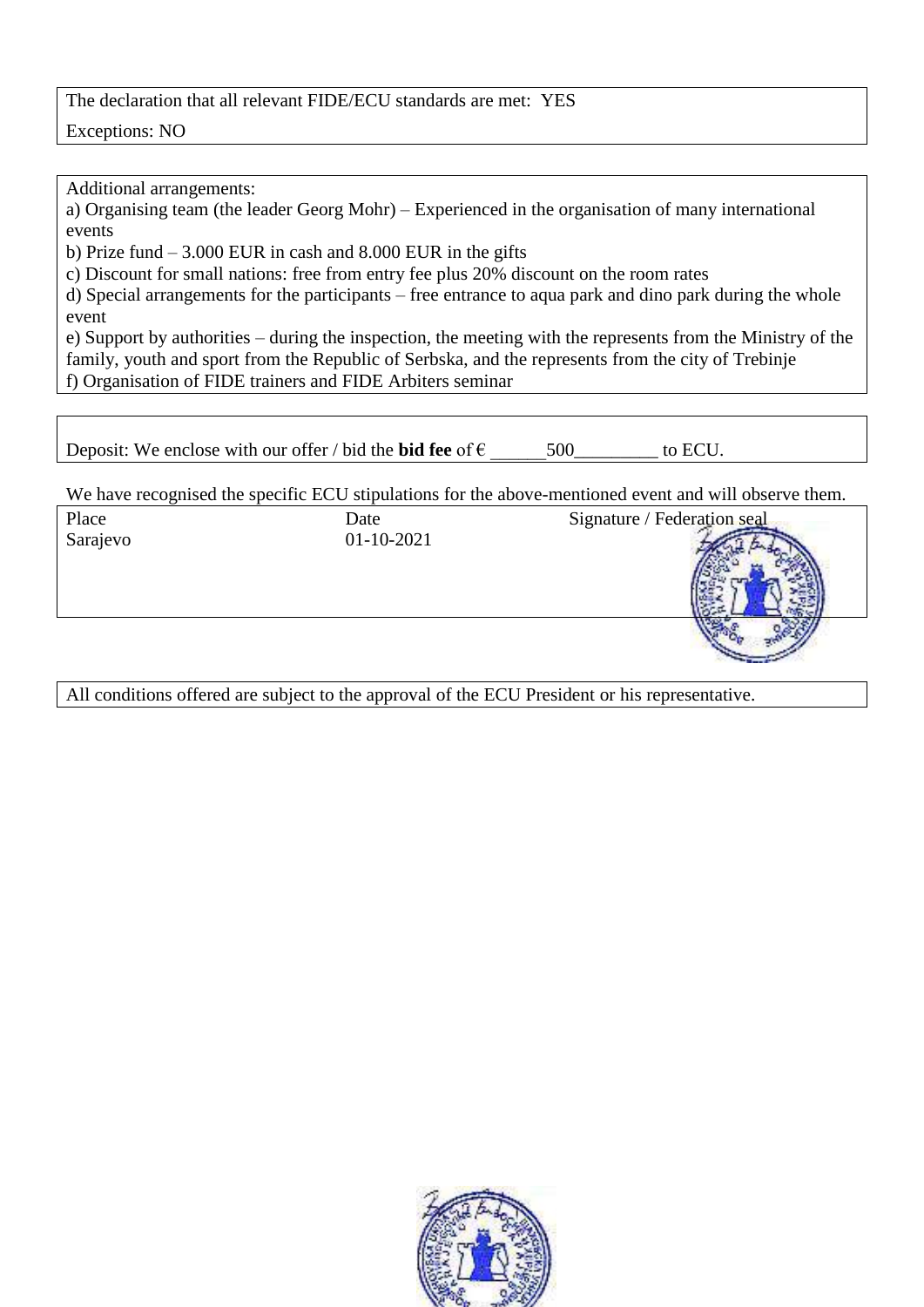The declaration that all relevant FIDE/ECU standards are met: YES

Exceptions: NO

Additional arrangements:

a) Organising team (the leader Georg Mohr) – Experienced in the organisation of many international events

b) Prize fund – 3.000 EUR in cash and 8.000 EUR in the gifts

c) Discount for small nations: free from entry fee plus 20% discount on the room rates

d) Special arrangements for the participants – free entrance to aqua park and dino park during the whole event

e) Support by authorities – during the inspection, the meeting with the represents from the Ministry of the family, youth and sport from the Republic of Serbska, and the represents from the city of Trebinje

f) Organisation of FIDE trainers and FIDE Arbiters seminar

Deposit: We enclose with our offer / bid the **bid fee** of € ______500_________ to ECU.

We have recognised the specific ECU stipulations for the above-mentioned event and will observe them.

| Place | Date | Signature / Federation seal |
| --- | --- | --- |
| Sarajevo | 01-10-2021 | |

All conditions offered are subject to the approval of the ECU President or his representative.